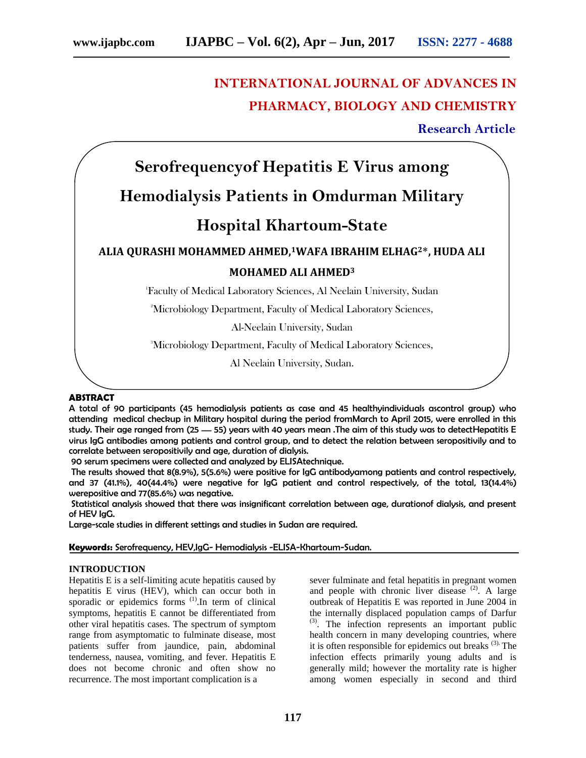# INTERNATIONAL JOURNAL OF ADVANCES IN PHARMACY, BIOLOGY AND CHEMISTRY

**Research Article**

# Serofrequencyof Hepatitis E Virus among Hemodialysis Patients in Omdurman Military Hospital Khartoum-State

**ALIA QURASHI MOHAMMED AHMED,[1] WAFA IBRAHIM ELHAG[2]*, HUDA ALI MOHAMED ALI AHMED[3]**

[1]Faculty of Medical Laboratory Sciences, Al Neelain University, Sudan

[2]Microbiology Department, Faculty of Medical Laboratory Sciences, Al-Neelain University, Sudan

[3]Microbiology Department, Faculty of Medical Laboratory Sciences, Al Neelain University, Sudan.

## ABSTRACT

A total of 90 participants (45 hemodialysis patients as case and 45 healthyindividuals ascontrol group) who attending medical checkup in Military hospital during the period fromMarch to April 2015, were enrolled in this study. Their age ranged from (25 — 55) years with 40 years mean .The aim of this study was to detectHepatitis E virus IgG antibodies among patients and control group, and to detect the relation between seropositivily and to correlate between seropositivily and age, duration of dialysis.

90 serum specimens were collected and analyzed by ELISAtechnique.

The results showed that 8(8.9%), 5(5.6%) were positive for IgG antibodyamong patients and control respectively, and 37 (41.1%), 40(44.4%) were negative for IgG patient and control respectively, of the total, 13(14.4%) werepositive and 77(85.6%) was negative.

Statistical analysis showed that there was insignificant correlation between age, durationof dialysis, and present of HEV IgG.

Large-scale studies in different settings and studies in Sudan are required.

**Keywords:** Serofrequency, HEV,IgG- Hemodialysis -ELISA-Khartoum-Sudan.

## INTRODUCTION

Hepatitis E is a self-limiting acute hepatitis caused by hepatitis E virus (HEV), which can occur both in sporadic or epidemics forms [1].In term of clinical symptoms, hepatitis E cannot be differentiated from other viral hepatitis cases. The spectrum of symptom range from asymptomatic to fulminate disease, most patients suffer from jaundice, pain, abdominal tenderness, nausea, vomiting, and fever. Hepatitis E does not become chronic and often show no recurrence. The most important complication is a sever fulminate and fetal hepatitis in pregnant women and people with chronic liver disease [2]. A large outbreak of Hepatitis E was reported in June 2004 in the internally displaced population camps of Darfur [3]. The infection represents an important public health concern in many developing countries, where it is often responsible for epidemics out breaks [3]. The infection effects primarily young adults and is generally mild; however the mortality rate is higher among women especially in second and third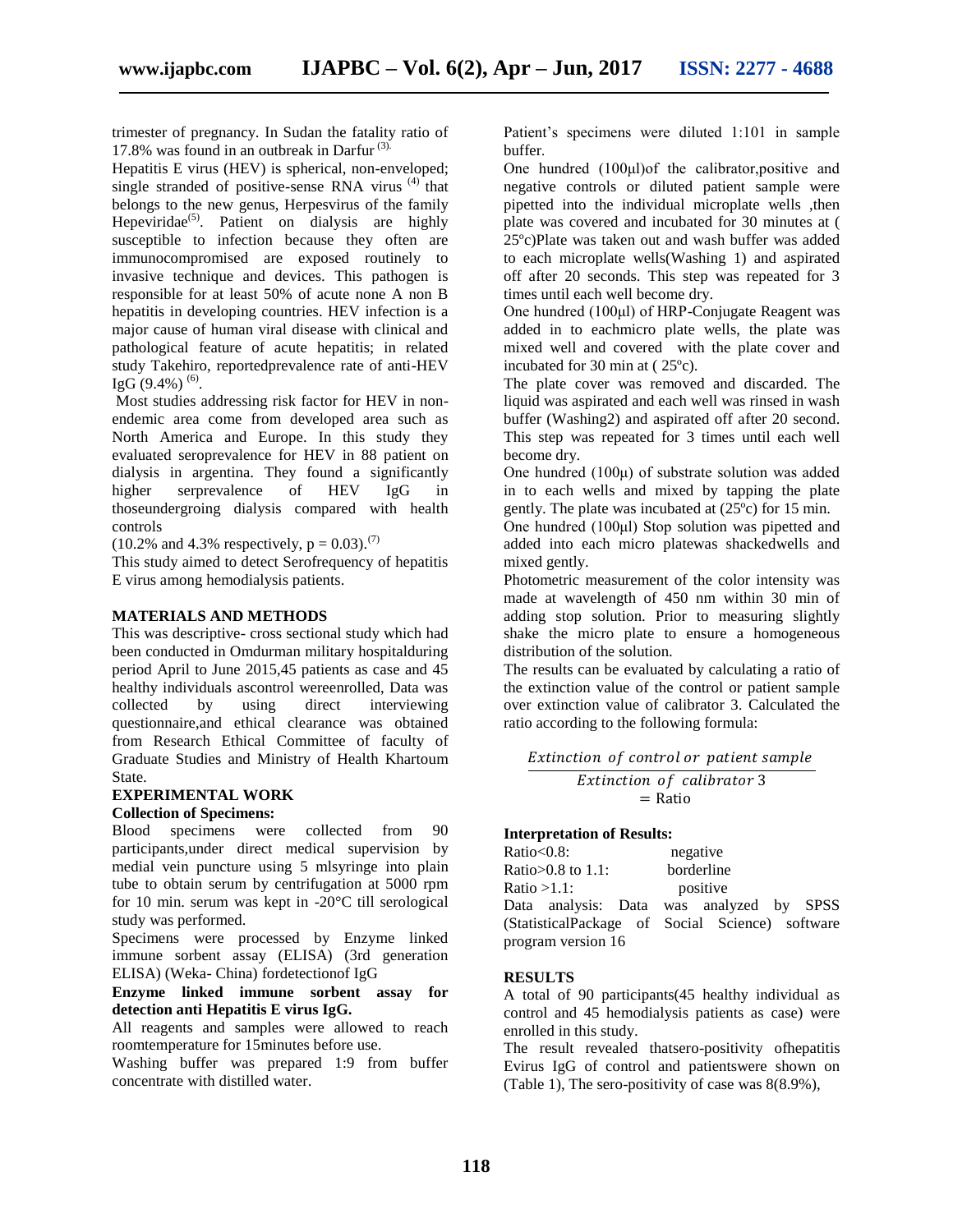trimester of pregnancy. In Sudan the fatality ratio of 17.8% was found in an outbreak in Darfur [3].

Hepatitis E virus (HEV) is spherical, non-enveloped; single stranded of positive-sense RNA virus [4] that belongs to the new genus, Herpesvirus of the family Hepeviridae[5]. Patient on dialysis are highly susceptible to infection because they often are immunocompromised are exposed routinely to invasive technique and devices. This pathogen is responsible for at least 50% of acute none A non B hepatitis in developing countries. HEV infection is a major cause of human viral disease with clinical and pathological feature of acute hepatitis; in related study Takehiro, reportedprevalence rate of anti-HEV IgG (9.4%) [6].

Most studies addressing risk factor for HEV in non-endemic area come from developed area such as North America and Europe. In this study they evaluated seroprevalence for HEV in 88 patient on dialysis in argentina. They found a significantly higher serprevalence of HEV IgG in thoseundergroing dialysis compared with health controls

(10.2% and 4.3% respectively, $p = 0.03$).[7]

This study aimed to detect Serofrequency of hepatitis E virus among hemodialysis patients.

## MATERIALS AND METHODS

This was descriptive- cross sectional study which had been conducted in Omdurman military hospitalduring period April to June 2015,45 patients as case and 45 healthy individuals ascontrol wereenrolled, Data was collected by using direct interviewing questionnaire,and ethical clearance was obtained from Research Ethical Committee of faculty of Graduate Studies and Ministry of Health Khartoum State.

### EXPERIMENTAL WORK

**Collection of Specimens:**

Blood specimens were collected from 90 participants,under direct medical supervision by medial vein puncture using 5 mlsyringe into plain tube to obtain serum by centrifugation at 5000 rpm for 10 min. serum was kept in -20°C till serological study was performed.

Specimens were processed by Enzyme linked immune sorbent assay (ELISA) (3rd generation ELISA) (Weka- China) fordetectionof IgG

**Enzyme linked immune sorbent assay for detection anti Hepatitis E virus IgG.**

All reagents and samples were allowed to reach roomtemperature for 15minutes before use.

Washing buffer was prepared 1:9 from buffer concentrate with distilled water.

Patient's specimens were diluted 1:101 in sample buffer.

One hundred (100μl)of the calibrator,positive and negative controls or diluted patient sample were pipetted into the individual microplate wells ,then plate was covered and incubated for 30 minutes at ( 25ºc)Plate was taken out and wash buffer was added to each microplate wells(Washing 1) and aspirated off after 20 seconds. This step was repeated for 3 times until each well become dry.

One hundred (100μl) of HRP-Conjugate Reagent was added in to eachmicro plate wells, the plate was mixed well and covered with the plate cover and incubated for 30 min at ( 25ºc).

The plate cover was removed and discarded. The liquid was aspirated and each well was rinsed in wash buffer (Washing2) and aspirated off after 20 second. This step was repeated for 3 times until each well become dry.

One hundred (100μ) of substrate solution was added in to each wells and mixed by tapping the plate gently. The plate was incubated at (25ºc) for 15 min.

One hundred (100μl) Stop solution was pipetted and added into each micro platewas shackedwells and mixed gently.

Photometric measurement of the color intensity was made at wavelength of 450 nm within 30 min of adding stop solution. Prior to measuring slightly shake the micro plate to ensure a homogeneous distribution of the solution.

The results can be evaluated by calculating a ratio of the extinction value of the control or patient sample over extinction value of calibrator 3. Calculated the ratio according to the following formula:

$$\frac{Extinction\ of\ control\ or\ patient\ sample}{Extinction\ of\ calibrator\ 3} = \text{Ratio}$$

**Interpretation of Results:**

Ratio<0.8: negative

Ratio>0.8 to 1.1: borderline

Ratio >1.1: positive

Data analysis: Data was analyzed by SPSS (StatisticalPackage of Social Science) software program version 16

## RESULTS

A total of 90 participants(45 healthy individual as control and 45 hemodialysis patients as case) were enrolled in this study.

The result revealed thatsero-positivity ofhepatitis Evirus IgG of control and patientswere shown on (Table 1), The sero-positivity of case was 8(8.9%),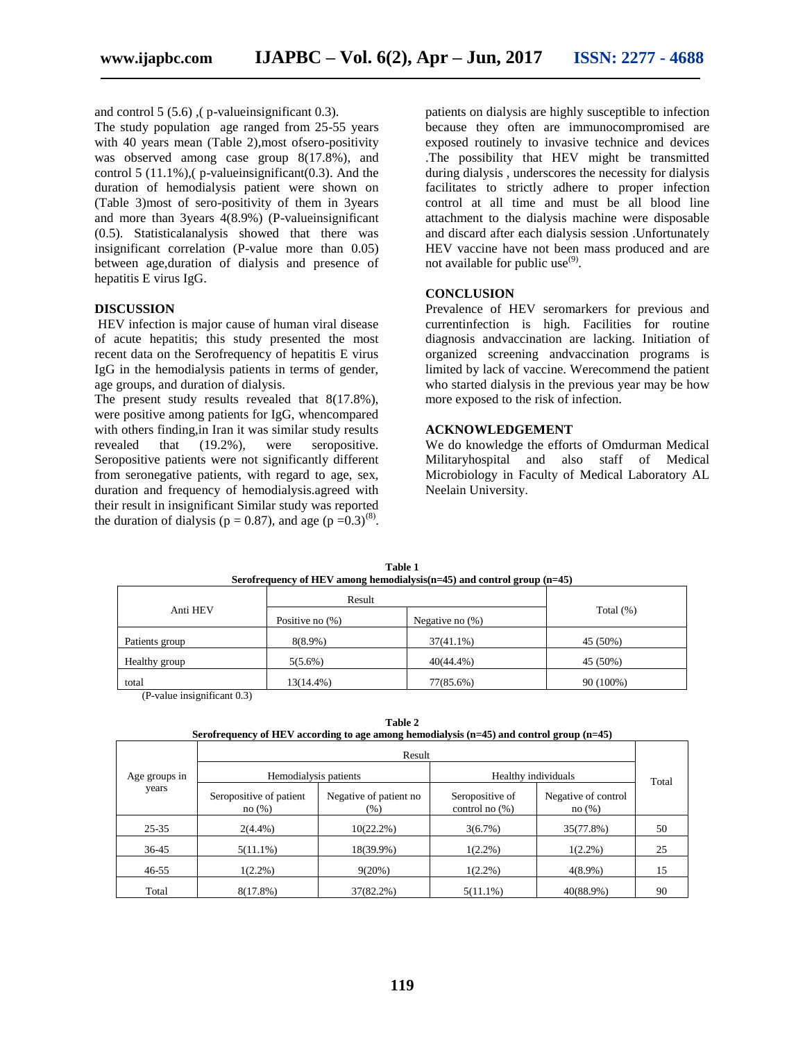and control 5 (5.6) ,( p-valueinsignificant 0.3).

The study population age ranged from 25-55 years with 40 years mean (Table 2),most ofsero-positivity was observed among case group 8(17.8%), and control 5 (11.1%),( p-valueinsignificant(0.3). And the duration of hemodialysis patient were shown on (Table 3)most of sero-positivity of them in 3years and more than 3years 4(8.9%) (P-valueinsignificant (0.5). Statisticalanalysis showed that there was insignificant correlation (P-value more than 0.05) between age,duration of dialysis and presence of hepatitis E virus IgG.

## DISCUSSION

HEV infection is major cause of human viral disease of acute hepatitis; this study presented the most recent data on the Serofrequency of hepatitis E virus IgG in the hemodialysis patients in terms of gender, age groups, and duration of dialysis.

The present study results revealed that 8(17.8%), were positive among patients for IgG, whencompared with others finding,in Iran it was similar study results revealed that (19.2%), were seropositive. Seropositive patients were not significantly different from seronegative patients, with regard to age, sex, duration and frequency of hemodialysis.agreed with their result in insignificant Similar study was reported the duration of dialysis ($p = 0.87$), and age ($p = 0.3$)[8].

patients on dialysis are highly susceptible to infection because they often are immunocompromised are exposed routinely to invasive technice and devices .The possibility that HEV might be transmitted during dialysis , underscores the necessity for dialysis facilitates to strictly adhere to proper infection control at all time and must be all blood line attachment to the dialysis machine were disposable and discard after each dialysis session .Unfortunately HEV vaccine have not been mass produced and are not available for public use[9].

## CONCLUSION

Prevalence of HEV seromarkers for previous and currentinfection is high. Facilities for routine diagnosis andvaccination are lacking. Initiation of organized screening andvaccination programs is limited by lack of vaccine. Werecommend the patient who started dialysis in the previous year may be how more exposed to the risk of infection.

## ACKNOWLEDGEMENT

We do knowledge the efforts of Omdurman Medical Militaryhospital and also staff of Medical Microbiology in Faculty of Medical Laboratory AL Neelain University.

**Table 1**
**Serofrequency of HEV among hemodialysis(n=45) and control group (n=45)**

| Anti HEV | Result | | Total (%) |
|---|---|---|---|
| | Positive no (%) | Negative no (%) | |
| Patients group | 8(8.9%) | 37(41.1%) | 45 (50%) |
| Healthy group | 5(5.6%) | 40(44.4%) | 45 (50%) |
| total | 13(14.4%) | 77(85.6%) | 90 (100%) |

(P-value insignificant 0.3)

**Table 2**
**Serofrequency of HEV according to age among hemodialysis (n=45) and control group (n=45)**

| Age groups in years | Result | | | | Total |
|---|---|---|---|---|---|
| | Hemodialysis patients | | Healthy individuals | | |
| | Seropositive of patient no (%) | Negative of patient no (%) | Seropositive of control no (%) | Negative of control no (%) | |
| 25-35 | 2(4.4%) | 10(22.2%) | 3(6.7%) | 35(77.8%) | 50 |
| 36-45 | 5(11.1%) | 18(39.9%) | 1(2.2%) | 1(2.2%) | 25 |
| 46-55 | 1(2.2%) | 9(20%) | 1(2.2%) | 4(8.9%) | 15 |
| Total | 8(17.8%) | 37(82.2%) | 5(11.1%) | 40(88.9%) | 90 |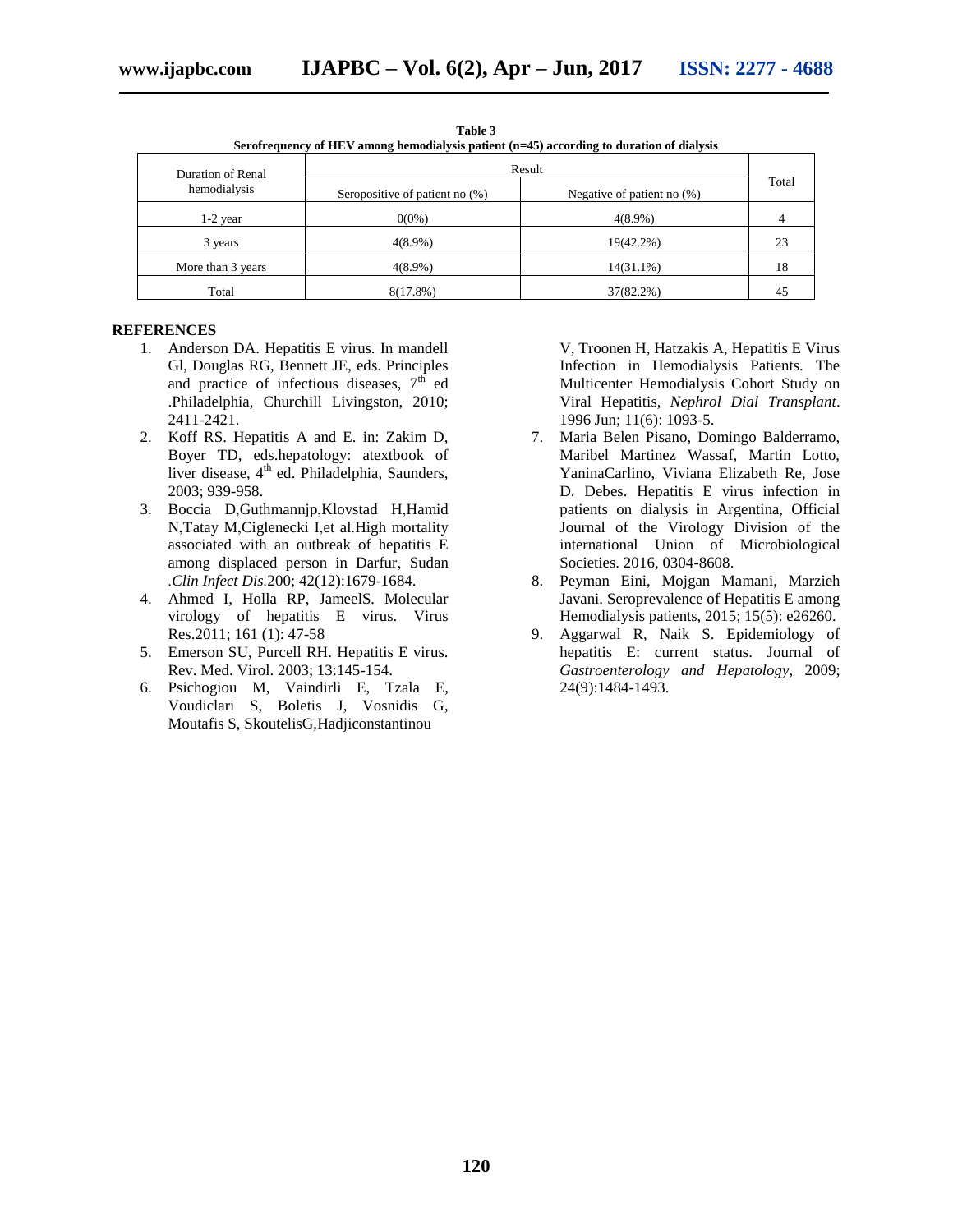**Table 3**
**Serofrequency of HEV among hemodialysis patient (n=45) according to duration of dialysis**

| Duration of Renal hemodialysis | Result | | Total |
|---|---|---|---|
| | Seropositive of patient no (%) | Negative of patient no (%) | |
| 1-2 year | 0(0%) | 4(8.9%) | 4 |
| 3 years | 4(8.9%) | 19(42.2%) | 23 |
| More than 3 years | 4(8.9%) | 14(31.1%) | 18 |
| Total | 8(17.8%) | 37(82.2%) | 45 |

## REFERENCES

1. Anderson DA. Hepatitis E virus. In mandell Gl, Douglas RG, Bennett JE, eds. Principles and practice of infectious diseases, 7th ed .Philadelphia, Churchill Livingston, 2010; 2411-2421.
2. Koff RS. Hepatitis A and E. in: Zakim D, Boyer TD, eds.hepatology: atextbook of liver disease, 4th ed. Philadelphia, Saunders, 2003; 939-958.
3. Boccia D,Guthmannjp,Klovstad H,Hamid N,Tatay M,Ciglenecki I,et al.High mortality associated with an outbreak of hepatitis E among displaced person in Darfur, Sudan .*Clin Infect Dis.*200; 42(12):1679-1684.
4. Ahmed I, Holla RP, JameelS. Molecular virology of hepatitis E virus. Virus Res.2011; 161 (1): 47-58
5. Emerson SU, Purcell RH. Hepatitis E virus. Rev. Med. Virol. 2003; 13:145-154.
6. Psichogiou M, Vaindirli E, Tzala E, Voudiclari S, Boletis J, Vosnidis G, Moutafis S, SkoutelisG,Hadjiconstantinou V, Troonen H, Hatzakis A, Hepatitis E Virus Infection in Hemodialysis Patients. The Multicenter Hemodialysis Cohort Study on Viral Hepatitis, *Nephrol Dial Transplant*. 1996 Jun; 11(6): 1093-5.
7. Maria Belen Pisano, Domingo Balderramo, Maribel Martinez Wassaf, Martin Lotto, YaninaCarlino, Viviana Elizabeth Re, Jose D. Debes. Hepatitis E virus infection in patients on dialysis in Argentina, Official Journal of the Virology Division of the international Union of Microbiological Societies. 2016, 0304-8608.
8. Peyman Eini, Mojgan Mamani, Marzieh Javani. Seroprevalence of Hepatitis E among Hemodialysis patients, 2015; 15(5): e26260.
9. Aggarwal R, Naik S. Epidemiology of hepatitis E: current status. Journal of *Gastroenterology and Hepatology*, 2009; 24(9):1484-1493.